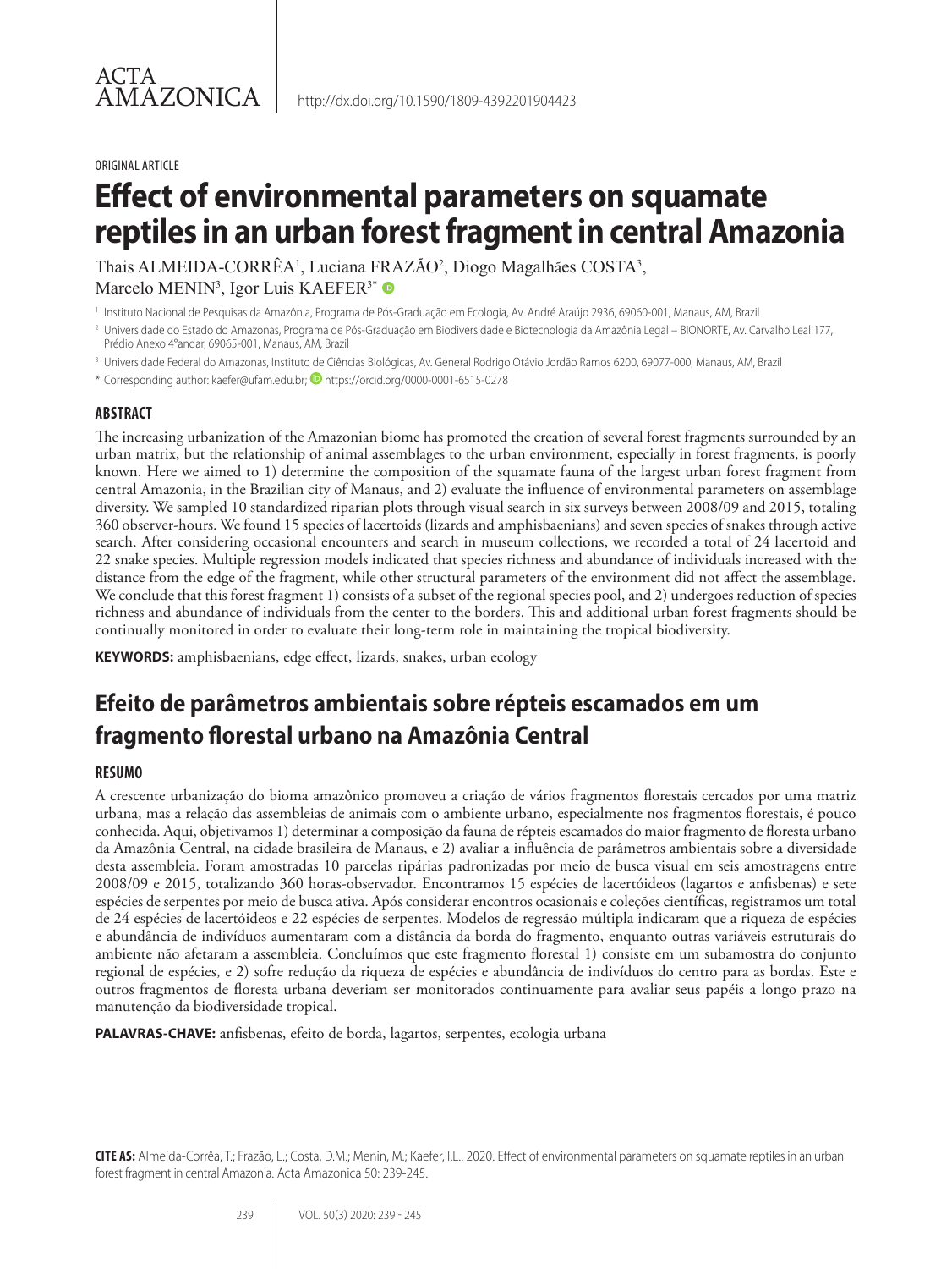ACTA AMAZONICA

http://dx.doi.org/10.1590/1809-4392201904423

ORIGINAL ARTICLE

# Effect of environmental parameters on squamate reptiles in an urban forest fragment in central Amazonia

Thais ALMEIDA-CORRÊA[1], Luciana FRAZÃO[2], Diogo Magalhães COSTA[3], Marcelo MENIN[3], Igor Luis KAEFER[3*]

[1] Instituto Nacional de Pesquisas da Amazônia, Programa de Pós-Graduação em Ecologia, Av. André Araújo 2936, 69060-001, Manaus, AM, Brazil

[2] Universidade do Estado do Amazonas, Programa de Pós-Graduação em Biodiversidade e Biotecnologia da Amazônia Legal – BIONORTE, Av. Carvalho Leal 177, Prédio Anexo 4°andar, 69065-001, Manaus, AM, Brazil

[3] Universidade Federal do Amazonas, Instituto de Ciências Biológicas, Av. General Rodrigo Otávio Jordão Ramos 6200, 69077-000, Manaus, AM, Brazil

* Corresponding author: kaefer@ufam.edu.br; https://orcid.org/0000-0001-6515-0278

## ABSTRACT

The increasing urbanization of the Amazonian biome has promoted the creation of several forest fragments surrounded by an urban matrix, but the relationship of animal assemblages to the urban environment, especially in forest fragments, is poorly known. Here we aimed to 1) determine the composition of the squamate fauna of the largest urban forest fragment from central Amazonia, in the Brazilian city of Manaus, and 2) evaluate the influence of environmental parameters on assemblage diversity. We sampled 10 standardized riparian plots through visual search in six surveys between 2008/09 and 2015, totaling 360 observer-hours. We found 15 species of lacertoids (lizards and amphisbaenians) and seven species of snakes through active search. After considering occasional encounters and search in museum collections, we recorded a total of 24 lacertoid and 22 snake species. Multiple regression models indicated that species richness and abundance of individuals increased with the distance from the edge of the fragment, while other structural parameters of the environment did not affect the assemblage. We conclude that this forest fragment 1) consists of a subset of the regional species pool, and 2) undergoes reduction of species richness and abundance of individuals from the center to the borders. This and additional urban forest fragments should be continually monitored in order to evaluate their long-term role in maintaining the tropical biodiversity.

**KEYWORDS:** amphisbaenians, edge effect, lizards, snakes, urban ecology

# Efeito de parâmetros ambientais sobre répteis escamados em um fragmento florestal urbano na Amazônia Central

## RESUMO

A crescente urbanização do bioma amazônico promoveu a criação de vários fragmentos florestais cercados por uma matriz urbana, mas a relação das assembleias de animais com o ambiente urbano, especialmente nos fragmentos florestais, é pouco conhecida. Aqui, objetivamos 1) determinar a composição da fauna de répteis escamados do maior fragmento de floresta urbano da Amazônia Central, na cidade brasileira de Manaus, e 2) avaliar a influência de parâmetros ambientais sobre a diversidade desta assembleia. Foram amostradas 10 parcelas ripárias padronizadas por meio de busca visual em seis amostragens entre 2008/09 e 2015, totalizando 360 horas-observador. Encontramos 15 espécies de lacertóideos (lagartos e anfisbenas) e sete espécies de serpentes por meio de busca ativa. Após considerar encontros ocasionais e coleções científicas, registramos um total de 24 espécies de lacertóideos e 22 espécies de serpentes. Modelos de regressão múltipla indicaram que a riqueza de espécies e abundância de indivíduos aumentaram com a distância da borda do fragmento, enquanto outras variáveis estruturais do ambiente não afetaram a assembleia. Concluímos que este fragmento florestal 1) consiste em um subamostra do conjunto regional de espécies, e 2) sofre redução da riqueza de espécies e abundância de indivíduos do centro para as bordas. Este e outros fragmentos de floresta urbana deveriam ser monitorados continuamente para avaliar seus papéis a longo prazo na manutenção da biodiversidade tropical.

**PALAVRAS-CHAVE:** anfisbenas, efeito de borda, lagartos, serpentes, ecologia urbana

**CITE AS:** Almeida-Corrêa, T.; Frazão, L.; Costa, D.M.; Menin, M.; Kaefer, I.L.. 2020. Effect of environmental parameters on squamate reptiles in an urban forest fragment in central Amazonia. Acta Amazonica 50: 239-245.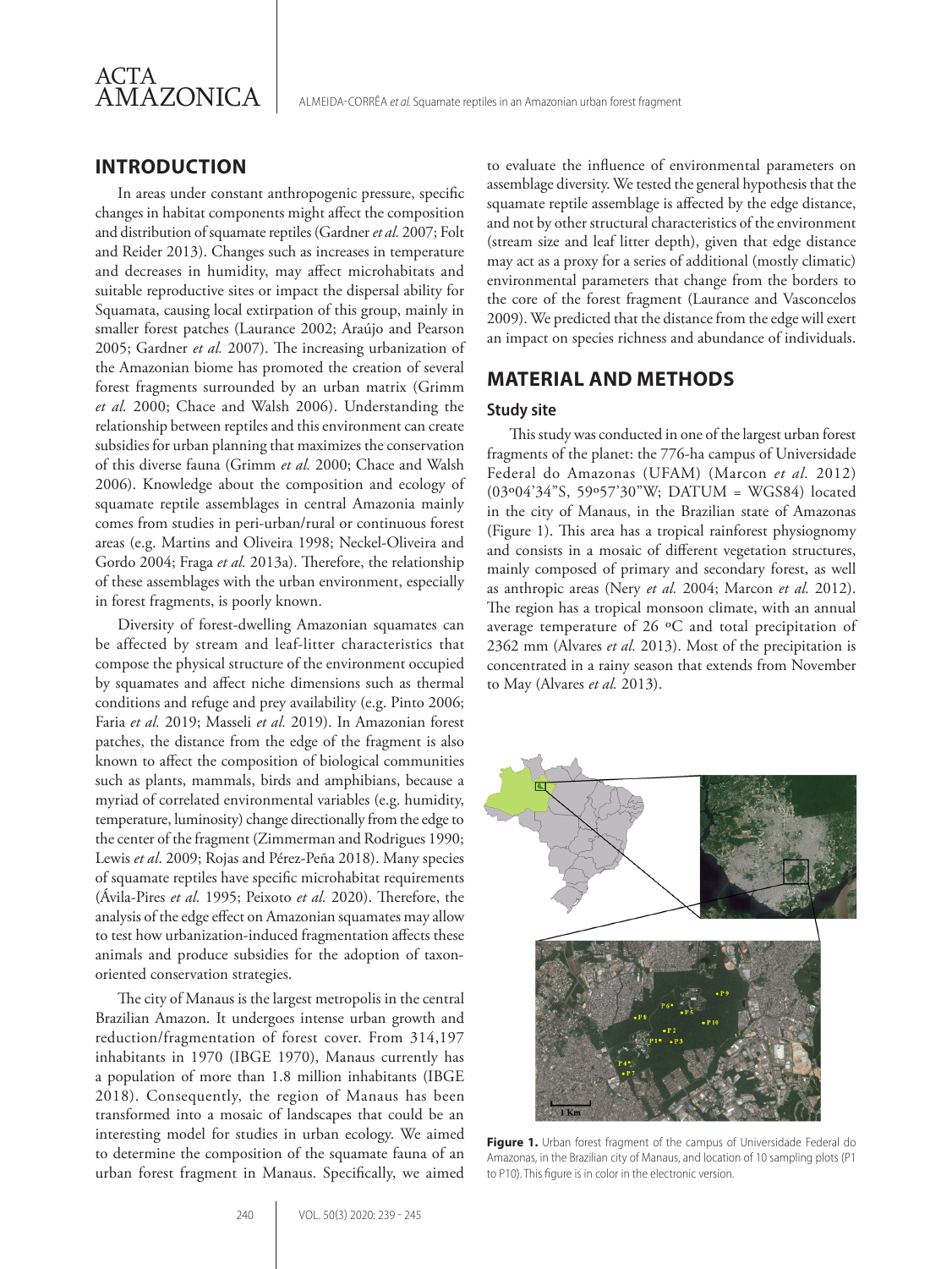## INTRODUCTION

In areas under constant anthropogenic pressure, specific changes in habitat components might affect the composition and distribution of squamate reptiles (Gardner *et al.* 2007; Folt and Reider 2013). Changes such as increases in temperature and decreases in humidity, may affect microhabitats and suitable reproductive sites or impact the dispersal ability for Squamata, causing local extirpation of this group, mainly in smaller forest patches (Laurance 2002; Araújo and Pearson 2005; Gardner *et al.* 2007). The increasing urbanization of the Amazonian biome has promoted the creation of several forest fragments surrounded by an urban matrix (Grimm *et al.* 2000; Chace and Walsh 2006). Understanding the relationship between reptiles and this environment can create subsidies for urban planning that maximizes the conservation of this diverse fauna (Grimm *et al.* 2000; Chace and Walsh 2006). Knowledge about the composition and ecology of squamate reptile assemblages in central Amazonia mainly comes from studies in peri-urban/rural or continuous forest areas (e.g. Martins and Oliveira 1998; Neckel-Oliveira and Gordo 2004; Fraga *et al.* 2013a). Therefore, the relationship of these assemblages with the urban environment, especially in forest fragments, is poorly known.

Diversity of forest-dwelling Amazonian squamates can be affected by stream and leaf-litter characteristics that compose the physical structure of the environment occupied by squamates and affect niche dimensions such as thermal conditions and refuge and prey availability (e.g. Pinto 2006; Faria *et al.* 2019; Masseli *et al.* 2019). In Amazonian forest patches, the distance from the edge of the fragment is also known to affect the composition of biological communities such as plants, mammals, birds and amphibians, because a myriad of correlated environmental variables (e.g. humidity, temperature, luminosity) change directionally from the edge to the center of the fragment (Zimmerman and Rodrigues 1990; Lewis *et al*. 2009; Rojas and Pérez-Peña 2018). Many species of squamate reptiles have specific microhabitat requirements (Ávila-Pires *et al.* 1995; Peixoto *et al.* 2020). Therefore, the analysis of the edge effect on Amazonian squamates may allow to test how urbanization-induced fragmentation affects these animals and produce subsidies for the adoption of taxon-oriented conservation strategies.

The city of Manaus is the largest metropolis in the central Brazilian Amazon. It undergoes intense urban growth and reduction/fragmentation of forest cover. From 314,197 inhabitants in 1970 (IBGE 1970), Manaus currently has a population of more than 1.8 million inhabitants (IBGE 2018). Consequently, the region of Manaus has been transformed into a mosaic of landscapes that could be an interesting model for studies in urban ecology. We aimed to determine the composition of the squamate fauna of an urban forest fragment in Manaus. Specifically, we aimed to evaluate the influence of environmental parameters on assemblage diversity. We tested the general hypothesis that the squamate reptile assemblage is affected by the edge distance, and not by other structural characteristics of the environment (stream size and leaf litter depth), given that edge distance may act as a proxy for a series of additional (mostly climatic) environmental parameters that change from the borders to the core of the forest fragment (Laurance and Vasconcelos 2009). We predicted that the distance from the edge will exert an impact on species richness and abundance of individuals.

## MATERIAL AND METHODS

### Study site

This study was conducted in one of the largest urban forest fragments of the planet: the 776-ha campus of Universidade Federal do Amazonas (UFAM) (Marcon *et al.* 2012) (03º04'34"S, 59º57'30"W; DATUM = WGS84) located in the city of Manaus, in the Brazilian state of Amazonas (Figure 1). This area has a tropical rainforest physiognomy and consists in a mosaic of different vegetation structures, mainly composed of primary and secondary forest, as well as anthropic areas (Nery *et al.* 2004; Marcon *et al.* 2012). The region has a tropical monsoon climate, with an annual average temperature of 26 ºC and total precipitation of 2362 mm (Alvares *et al.* 2013). Most of the precipitation is concentrated in a rainy season that extends from November to May (Alvares *et al.* 2013).

**Figure 1.** Urban forest fragment of the campus of Universidade Federal do Amazonas, in the Brazilian city of Manaus, and location of 10 sampling plots (P1 to P10). This figure is in color in the electronic version.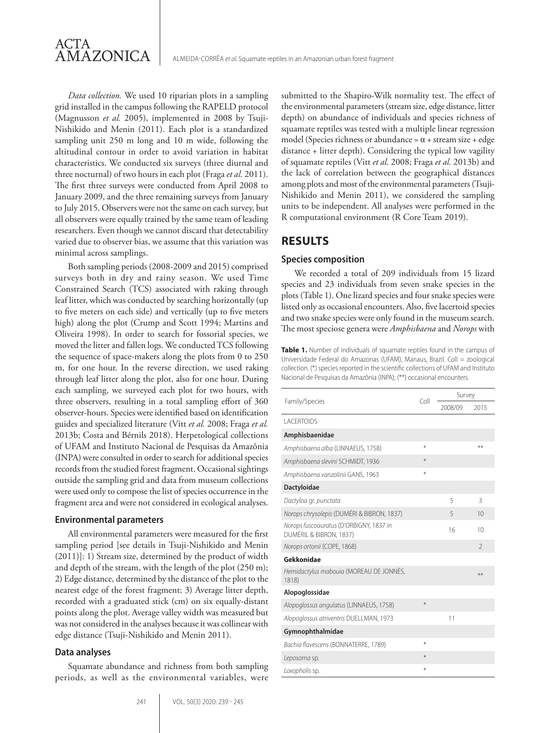*Data collection.* We used 10 riparian plots in a sampling grid installed in the campus following the RAPELD protocol (Magnusson *et al.* 2005), implemented in 2008 by Tsuji-Nishikido and Menin (2011). Each plot is a standardized sampling unit 250 m long and 10 m wide, following the altitudinal contour in order to avoid variation in habitat characteristics. We conducted six surveys (three diurnal and three nocturnal) of two hours in each plot (Fraga *et al.* 2011). The first three surveys were conducted from April 2008 to January 2009, and the three remaining surveys from January to July 2015. Observers were not the same on each survey, but all observers were equally trained by the same team of leading researchers. Even though we cannot discard that detectability varied due to observer bias, we assume that this variation was minimal across samplings.

Both sampling periods (2008-2009 and 2015) comprised surveys both in dry and rainy season. We used Time Constrained Search (TCS) associated with raking through leaf litter, which was conducted by searching horizontally (up to five meters on each side) and vertically (up to five meters high) along the plot (Crump and Scott 1994; Martins and Oliveira 1998). In order to search for fossorial species, we moved the litter and fallen logs. We conducted TCS following the sequence of space-makers along the plots from 0 to 250 m, for one hour. In the reverse direction, we used raking through leaf litter along the plot, also for one hour. During each sampling, we surveyed each plot for two hours, with three observers, resulting in a total sampling effort of 360 observer-hours. Species were identified based on identification guides and specialized literature (Vitt *et al.* 2008; Fraga *et al.* 2013b; Costa and Bérnils 2018). Herpetological collections of UFAM and Instituto Nacional de Pesquisas da Amazônia (INPA) were consulted in order to search for additional species records from the studied forest fragment. Occasional sightings outside the sampling grid and data from museum collections were used only to compose the list of species occurrence in the fragment area and were not considered in ecological analyses.

### Environmental parameters

All environmental parameters were measured for the first sampling period [see details in Tsuji-Nishikido and Menin (2011)]: 1) Stream size, determined by the product of width and depth of the stream, with the length of the plot (250 m); 2) Edge distance, determined by the distance of the plot to the nearest edge of the forest fragment; 3) Average litter depth, recorded with a graduated stick (cm) on six equally-distant points along the plot. Average valley width was measured but was not considered in the analyses because it was collinear with edge distance (Tsuji-Nishikido and Menin 2011).

### Data analyses

Squamate abundance and richness from both sampling periods, as well as the environmental variables, were submitted to the Shapiro-Wilk normality test. The effect of the environmental parameters (stream size, edge distance, litter depth) on abundance of individuals and species richness of squamate reptiles was tested with a multiple linear regression model (Species richness or abundance = $\alpha$ + stream size + edge distance + litter depth). Considering the typical low vagility of squamate reptiles (Vitt *et al.* 2008; Fraga *et al.* 2013b) and the lack of correlation between the geographical distances among plots and most of the environmental parameters (Tsuji-Nishikido and Menin 2011), we considered the sampling units to be independent. All analyses were performed in the R computational environment (R Core Team 2019).

## RESULTS

### Species composition

We recorded a total of 209 individuals from 15 lizard species and 23 individuals from seven snake species in the plots (Table 1). One lizard species and four snake species were listed only as occasional encounters. Also, five lacertoid species and two snake species were only found in the museum search. The most speciose genera were *Amphisbaena* and *Norops* with

**Table 1.** Number of individuals of squamate reptiles found in the campus of Universidade Federal do Amazonas (UFAM), Manaus, Brazil. Coll = zoological collection. (*) species reported in the scientific collections of UFAM and Instituto Nacional de Pesquisas da Amazônia (INPA); (**) occasional encounters.

| Family/Species | Coll | Survey | |
|---|---|---|---|
| | | 2008/09 | 2015 |
| LACERTOIDS | | | |
| **Amphisbaenidae** | | | |
| *Amphisbaena alba* (LINNAEUS, 1758) | * | | ** |
| *Amphisbaena slevini* SCHMIDT, 1936 | * | | |
| *Amphisbaena vanzolinii* GANS, 1963 | * | | |
| **Dactyloidae** | | | |
| *Dactyloa* gr. *punctata* | | 5 | 3 |
| *Norops chrysolepis* (DUMÉRI & BIBRON, 1837) | | 5 | 10 |
| *Norops fuscoauratus* (D'ORBIGNY, 1837 *in* DUMÉRIL & BIBRON, 1837) | | 16 | 10 |
| *Norops ortonii* (COPE, 1868) | | | 2 |
| **Gekkonidae** | | | |
| *Hemidactylus mabouia* (MOREAU DE JONNÈS, 1818) | | | ** |
| **Alopoglossidae** | | | |
| *Alopoglossus angulatus* (LINNAEUS, 1758) | * | | |
| *Alopoglossus atriventris* DUELLMAN, 1973 | | 11 | |
| **Gymnophthalmidae** | | | |
| *Bachia flavescens* (BONNATERRE, 1789) | * | | |
| *Leposoma* sp. | * | | |
| *Loxopholis* sp. | * | | |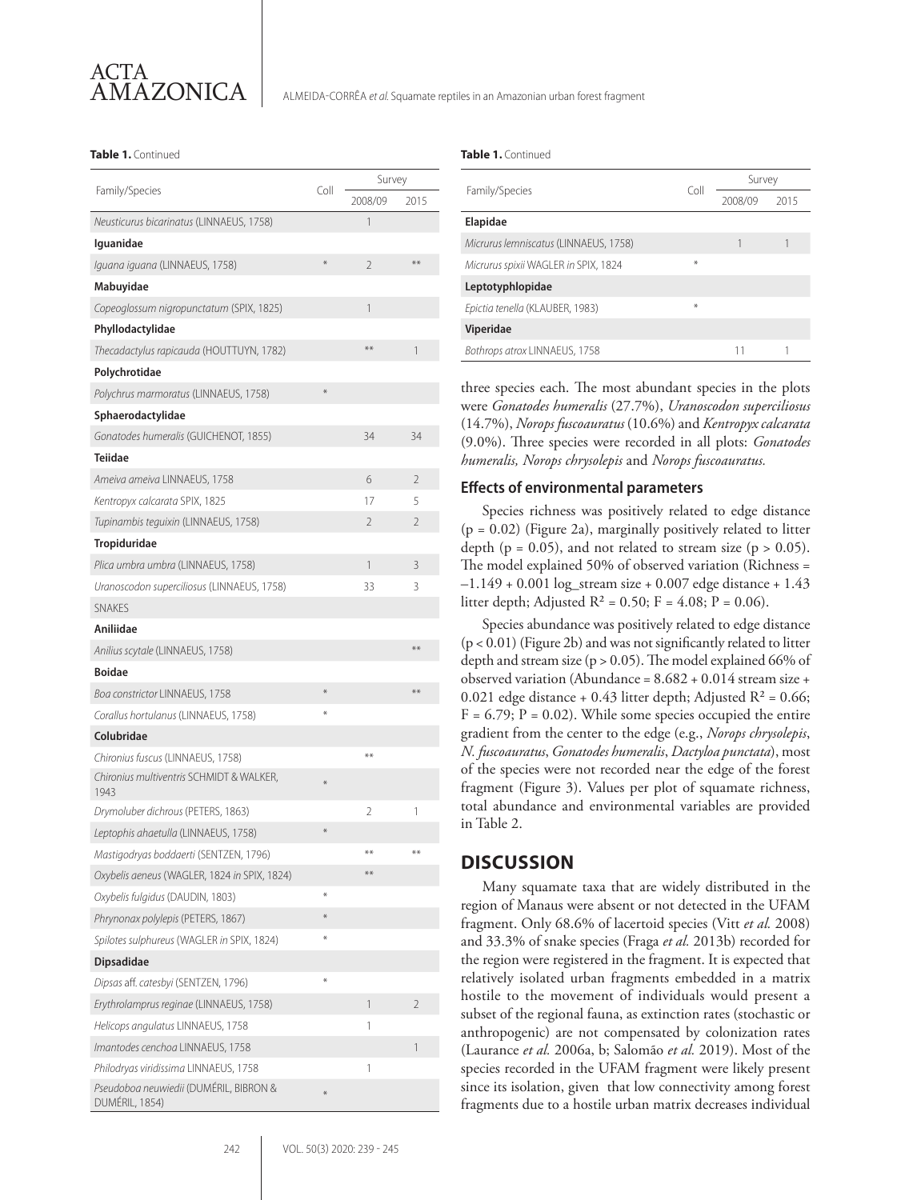**Table 1.** Continued

| Family/Species | Coll | Survey | |
|---|---|---|---|
| | | 2008/09 | 2015 |
| *Neusticurus bicarinatus* (LINNAEUS, 1758) | | 1 | |
| **Iguanidae** | | | |
| *Iguana iguana* (LINNAEUS, 1758) | * | 2 | ** |
| **Mabuyidae** | | | |
| *Copeoglossum nigropunctatum* (SPIX, 1825) | | 1 | |
| **Phyllodactylidae** | | | |
| *Thecadactylus rapicauda* (HOUTTUYN, 1782) | | ** | 1 |
| **Polychrotidae** | | | |
| *Polychrus marmoratus* (LINNAEUS, 1758) | * | | |
| **Sphaerodactylidae** | | | |
| *Gonatodes humeralis* (GUICHENOT, 1855) | | 34 | 34 |
| **Teiidae** | | | |
| *Ameiva ameiva* LINNAEUS, 1758 | | 6 | 2 |
| *Kentropyx calcarata* SPIX, 1825 | | 17 | 5 |
| *Tupinambis teguixin* (LINNAEUS, 1758) | | 2 | 2 |
| **Tropiduridae** | | | |
| *Plica umbra umbra* (LINNAEUS, 1758) | | 1 | 3 |
| *Uranoscodon superciliosus* (LINNAEUS, 1758) | | 33 | 3 |
| SNAKES | | | |
| **Aniliidae** | | | |
| *Anilius scytale* (LINNAEUS, 1758) | | | ** |
| **Boidae** | | | |
| *Boa constrictor* LINNAEUS, 1758 | * | | ** |
| *Corallus hortulanus* (LINNAEUS, 1758) | * | | |
| **Colubridae** | | | |
| *Chironius fuscus* (LINNAEUS, 1758) | | ** | |
| *Chironius multiventris* SCHMIDT & WALKER, 1943 | * | | |
| *Drymoluber dichrous* (PETERS, 1863) | | 2 | 1 |
| *Leptophis ahaetulla* (LINNAEUS, 1758) | * | | |
| *Mastigodryas boddaerti* (SENTZEN, 1796) | | ** | ** |
| *Oxybelis aeneus* (WAGLER, 1824 *in* SPIX, 1824) | | ** | |
| *Oxybelis fulgidus* (DAUDIN, 1803) | * | | |
| *Phrynonax polylepis* (PETERS, 1867) | * | | |
| *Spilotes sulphureus* (WAGLER *in* SPIX, 1824) | * | | |
| **Dipsadidae** | | | |
| *Dipsas* aff. *catesbyi* (SENTZEN, 1796) | * | | |
| *Erythrolamprus reginae* (LINNAEUS, 1758) | | 1 | 2 |
| *Helicops angulatus* LINNAEUS, 1758 | | 1 | |
| *Imantodes cenchoa* LINNAEUS, 1758 | | | 1 |
| *Philodryas viridissima* LINNAEUS, 1758 | | 1 | |
| *Pseudoboa neuwiedii* (DUMÉRIL, BIBRON & DUMÉRIL, 1854) | * | | |
| **Elapidae** | | | |
| *Micrurus lemniscatus* (LINNAEUS, 1758) | | 1 | 1 |
| *Micrurus spixii* WAGLER *in* SPIX, 1824 | * | | |
| **Leptotyphlopidae** | | | |
| *Epictia tenella* (KLAUBER, 1983) | * | | |
| **Viperidae** | | | |
| *Bothrops atrox* LINNAEUS, 1758 | | 11 | 1 |

three species each. The most abundant species in the plots were *Gonatodes humeralis* (27.7%), *Uranoscodon superciliosus* (14.7%), *Norops fuscoauratus* (10.6%) and *Kentropyx calcarata* (9.0%). Three species were recorded in all plots: *Gonatodes humeralis, Norops chrysolepis* and *Norops fuscoauratus.*

### Effects of environmental parameters

Species richness was positively related to edge distance ($p = 0.02$) (Figure 2a), marginally positively related to litter depth ($p = 0.05$), and not related to stream size ($p > 0.05$). The model explained 50% of observed variation (Richness = $-1.149 + 0.001$ log_stream size + 0.007 edge distance + 1.43 litter depth; Adjusted $R^2 = 0.50$; $F = 4.08$; $P = 0.06$).

Species abundance was positively related to edge distance ($p < 0.01$) (Figure 2b) and was not significantly related to litter depth and stream size ($p > 0.05$). The model explained 66% of observed variation (Abundance = 8.682 + 0.014 stream size + 0.021 edge distance + 0.43 litter depth; Adjusted $R^2 = 0.66$; $F = 6.79$; $P = 0.02$). While some species occupied the entire gradient from the center to the edge (e.g., *Norops chrysolepis*, *N. fuscoauratus*, *Gonatodes humeralis*, *Dactyloa punctata*), most of the species were not recorded near the edge of the forest fragment (Figure 3). Values per plot of squamate richness, total abundance and environmental variables are provided in Table 2.

## DISCUSSION

Many squamate taxa that are widely distributed in the region of Manaus were absent or not detected in the UFAM fragment. Only 68.6% of lacertoid species (Vitt *et al.* 2008) and 33.3% of snake species (Fraga *et al.* 2013b) recorded for the region were registered in the fragment. It is expected that relatively isolated urban fragments embedded in a matrix hostile to the movement of individuals would present a subset of the regional fauna, as extinction rates (stochastic or anthropogenic) are not compensated by colonization rates (Laurance *et al.* 2006a, b; Salomão *et al.* 2019). Most of the species recorded in the UFAM fragment were likely present since its isolation, given that low connectivity among forest fragments due to a hostile urban matrix decreases individual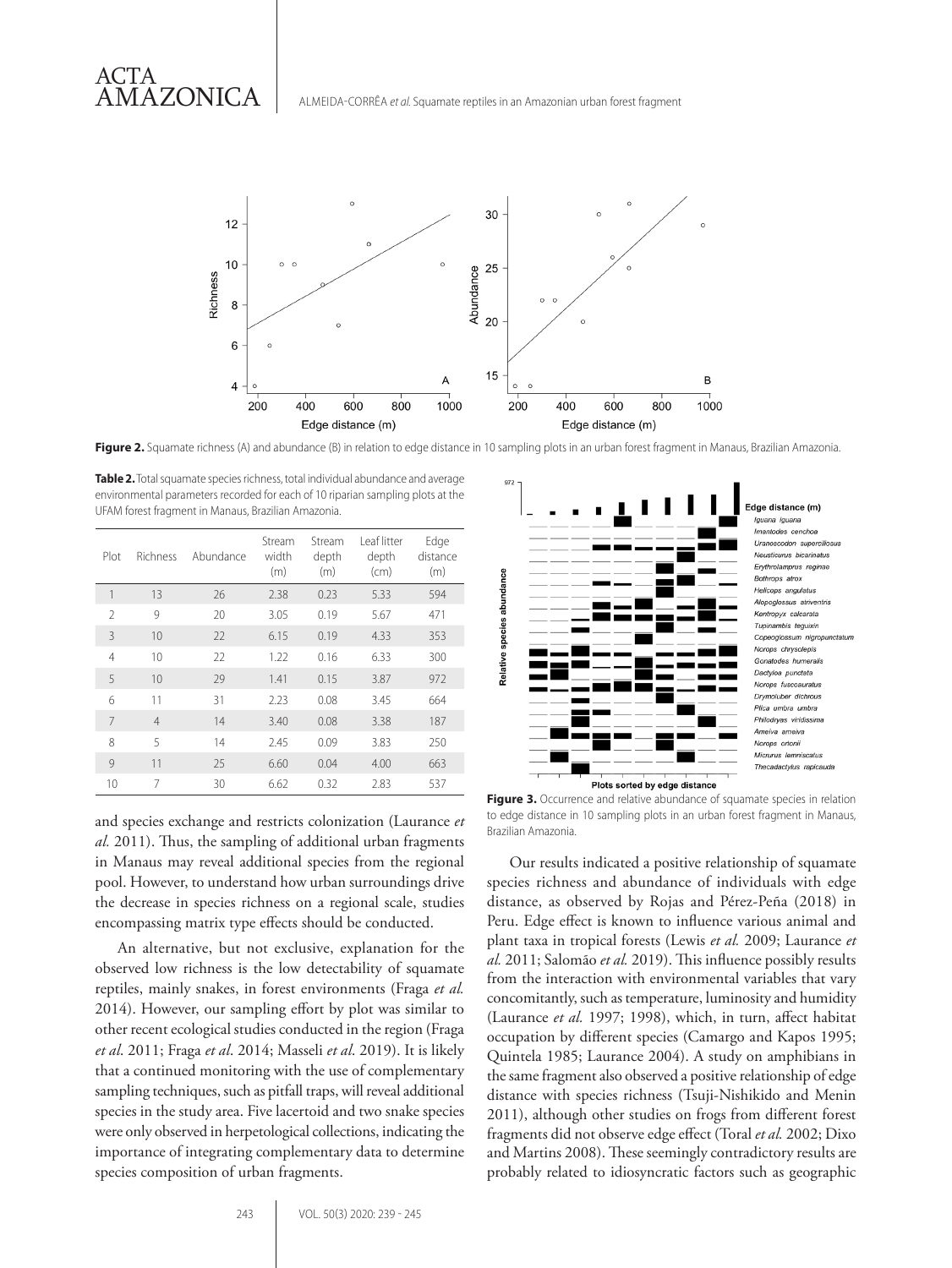**Figure 2.** Squamate richness (A) and abundance (B) in relation to edge distance in 10 sampling plots in an urban forest fragment in Manaus, Brazilian Amazonia.

**Table 2.** Total squamate species richness, total individual abundance and average environmental parameters recorded for each of 10 riparian sampling plots at the UFAM forest fragment in Manaus, Brazilian Amazonia.

| Plot | Richness | Abundance | Stream width (m) | Stream depth (m) | Leaf litter depth (cm) | Edge distance (m) |
|---|---|---|---|---|---|---|
| 1 | 13 | 26 | 2.38 | 0.23 | 5.33 | 594 |
| 2 | 9 | 20 | 3.05 | 0.19 | 5.67 | 471 |
| 3 | 10 | 22 | 6.15 | 0.19 | 4.33 | 353 |
| 4 | 10 | 22 | 1.22 | 0.16 | 6.33 | 300 |
| 5 | 10 | 29 | 1.41 | 0.15 | 3.87 | 972 |
| 6 | 11 | 31 | 2.23 | 0.08 | 3.45 | 664 |
| 7 | 4 | 14 | 3.40 | 0.08 | 3.38 | 187 |
| 8 | 5 | 14 | 2.45 | 0.09 | 3.83 | 250 |
| 9 | 11 | 25 | 6.60 | 0.04 | 4.00 | 663 |
| 10 | 7 | 30 | 6.62 | 0.32 | 2.83 | 537 |

**Figure 3.** Occurrence and relative abundance of squamate species in relation to edge distance in 10 sampling plots in an urban forest fragment in Manaus, Brazilian Amazonia.

and species exchange and restricts colonization (Laurance *et al.* 2011). Thus, the sampling of additional urban fragments in Manaus may reveal additional species from the regional pool. However, to understand how urban surroundings drive the decrease in species richness on a regional scale, studies encompassing matrix type effects should be conducted.

An alternative, but not exclusive, explanation for the observed low richness is the low detectability of squamate reptiles, mainly snakes, in forest environments (Fraga *et al.* 2014). However, our sampling effort by plot was similar to other recent ecological studies conducted in the region (Fraga *et al*. 2011; Fraga *et al*. 2014; Masseli *et al*. 2019). It is likely that a continued monitoring with the use of complementary sampling techniques, such as pitfall traps, will reveal additional species in the study area. Five lacertoid and two snake species were only observed in herpetological collections, indicating the importance of integrating complementary data to determine species composition of urban fragments.

Our results indicated a positive relationship of squamate species richness and abundance of individuals with edge distance, as observed by Rojas and Pérez-Peña (2018) in Peru. Edge effect is known to influence various animal and plant taxa in tropical forests (Lewis *et al.* 2009; Laurance *et al.* 2011; Salomão *et al.* 2019). This influence possibly results from the interaction with environmental variables that vary concomitantly, such as temperature, luminosity and humidity (Laurance *et al.* 1997; 1998), which, in turn, affect habitat occupation by different species (Camargo and Kapos 1995; Quintela 1985; Laurance 2004). A study on amphibians in the same fragment also observed a positive relationship of edge distance with species richness (Tsuji-Nishikido and Menin 2011), although other studies on frogs from different forest fragments did not observe edge effect (Toral *et al.* 2002; Dixo and Martins 2008). These seemingly contradictory results are probably related to idiosyncratic factors such as geographic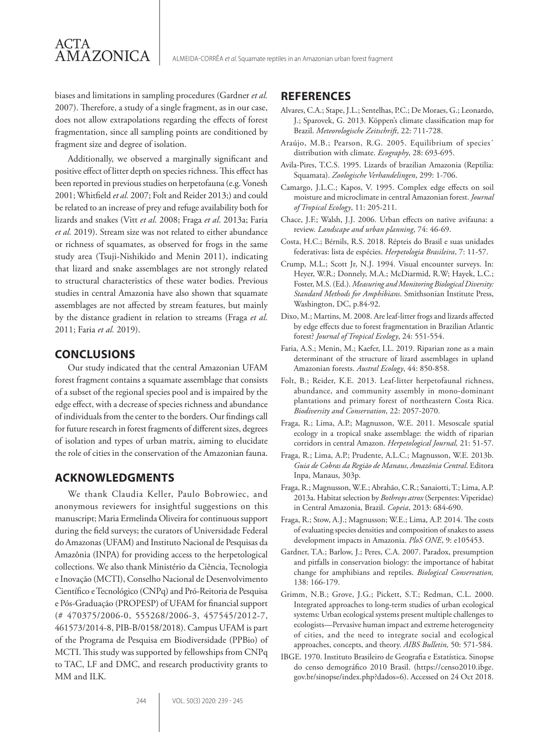biases and limitations in sampling procedures (Gardner *et al.* 2007). Therefore, a study of a single fragment, as in our case, does not allow extrapolations regarding the effects of forest fragmentation, since all sampling points are conditioned by fragment size and degree of isolation.

Additionally, we observed a marginally significant and positive effect of litter depth on species richness. This effect has been reported in previous studies on herpetofauna (e.g. Vonesh 2001; Whitfield *et al.* 2007; Folt and Reider 2013;) and could be related to an increase of prey and refuge availability both for lizards and snakes (Vitt *et al*. 2008; Fraga *et al*. 2013a; Faria *et al.* 2019). Stream size was not related to either abundance or richness of squamates, as observed for frogs in the same study area (Tsuji-Nishikido and Menin 2011), indicating that lizard and snake assemblages are not strongly related to structural characteristics of these water bodies. Previous studies in central Amazonia have also shown that squamate assemblages are not affected by stream features, but mainly by the distance gradient in relation to streams (Fraga *et al*. 2011; Faria *et al.* 2019).

## CONCLUSIONS

Our study indicated that the central Amazonian UFAM forest fragment contains a squamate assemblage that consists of a subset of the regional species pool and is impaired by the edge effect, with a decrease of species richness and abundance of individuals from the center to the borders. Our findings call for future research in forest fragments of different sizes, degrees of isolation and types of urban matrix, aiming to elucidate the role of cities in the conservation of the Amazonian fauna.

## ACKNOWLEDGMENTS

We thank Claudia Keller, Paulo Bobrowiec, and anonymous reviewers for insightful suggestions on this manuscript; Maria Ermelinda Oliveira for continuous support during the field surveys; the curators of Universidade Federal do Amazonas (UFAM) and Instituto Nacional de Pesquisas da Amazônia (INPA) for providing access to the herpetological collections. We also thank Ministério da Ciência, Tecnologia e Inovação (MCTI), Conselho Nacional de Desenvolvimento Científico e Tecnológico (CNPq) and Pró-Reitoria de Pesquisa e Pós-Graduação (PROPESP) of UFAM for financial support (# 470375/2006-0, 555268/2006-3, 457545/2012-7, 461573/2014-8, PIB-B/0158/2018). Campus UFAM is part of the Programa de Pesquisa em Biodiversidade (PPBio) of MCTI. This study was supported by fellowships from CNPq to TAC, LF and DMC, and research productivity grants to MM and ILK.

## REFERENCES

Alvares, C.A.; Stape, J.L.; Sentelhas, P.C.; De Moraes, G.; Leonardo, J.; Sparovek, G. 2013. Köppen's climate classification map for Brazil. *Meteorologische Zeitschrift*, 22: 711-728.

Araújo, M.B.; Pearson, R.G. 2005. Equilibrium of species´ distribution with climate. *Ecography*, 28: 693-695.

Avila-Pires, T.C.S. 1995. Lizards of brazilian Amazonia (Reptilia: Squamata). *Zoologische Verhandelingen*, 299: 1-706.

Camargo, J.L.C.; Kapos, V. 1995. Complex edge effects on soil moisture and microclimate in central Amazonian forest. *Journal of Tropical Ecology*, 11: 205-211.

Chace, J.F.; Walsh, J.J. 2006. Urban effects on native avifauna: a review. *Landscape and urban planning*, 74: 46-69.

Costa, H.C.; Bérnils, R.S. 2018. Répteis do Brasil e suas unidades federativas: lista de espécies. *Herpetologia Brasileira*, 7: 11-57.

Crump, M.L.; Scott Jr, N.J. 1994. Visual encounter surveys. In: Heyer, W.R.; Donnely, M.A.; McDiarmid, R.W; Hayek, L.C.; Foster, M.S. (Ed.). *Measuring and Monitoring Biological Diversity: Standard Methods for Amphibians*. Smithsonian Institute Press, Washington, DC, p.84-92.

Dixo, M.; Martins, M. 2008. Are leaf-litter frogs and lizards affected by edge effects due to forest fragmentation in Brazilian Atlantic forest? *Journal of Tropical Ecology*, 24: 551-554.

Faria, A.S.; Menin, M.; Kaefer, I.L. 2019. Riparian zone as a main determinant of the structure of lizard assemblages in upland Amazonian forests. *Austral Ecology*, 44: 850-858.

Folt, B.; Reider, K.E. 2013. Leaf-litter herpetofaunal richness, abundance, and community assembly in mono-dominant plantations and primary forest of northeastern Costa Rica. *Biodiversity and Conservation*, 22: 2057-2070.

Fraga, R.; Lima, A.P.; Magnusson, W.E. 2011. Mesoscale spatial ecology in a tropical snake assemblage: the width of riparian corridors in central Amazon. *Herpetological Journal,* 21: 51-57.

Fraga, R.; Lima, A.P.; Prudente, A.L.C.; Magnusson, W.E. 2013b. *Guia de Cobras da Região de Manaus, Amazônia Central*. Editora Inpa, Manaus, 303p.

Fraga, R.; Magnusson, W.E.; Abrahão, C.R.; Sanaiotti, T.; Lima, A.P. 2013a. Habitat selection by *Bothrops atrox* (Serpentes: Viperidae) in Central Amazonia, Brazil. *Copeia*, 2013: 684-690.

Fraga, R.; Stow, A.J.; Magnusson; W.E.; Lima, A.P. 2014. The costs of evaluating species densities and composition of snakes to assess development impacts in Amazonia. *PloS ONE*, 9: e105453.

Gardner, T.A.; Barlow, J.; Peres, C.A. 2007. Paradox, presumption and pitfalls in conservation biology: the importance of habitat change for amphibians and reptiles. *Biological Conservation,* 138: 166-179.

Grimm, N.B.; Grove, J.G.; Pickett, S.T.; Redman, C.L. 2000. Integrated approaches to long-term studies of urban ecological systems: Urban ecological systems present multiple challenges to ecologists—Pervasive human impact and extreme heterogeneity of cities, and the need to integrate social and ecological approaches, concepts, and theory. *AIBS Bulletin,* 50: 571-584.

IBGE. 1970. Instituto Brasileiro de Geografia e Estatística. Sinopse do censo demográfico 2010 Brasil. (https://censo2010.ibge.gov.br/sinopse/index.php?dados=6). Accessed on 24 Oct 2018.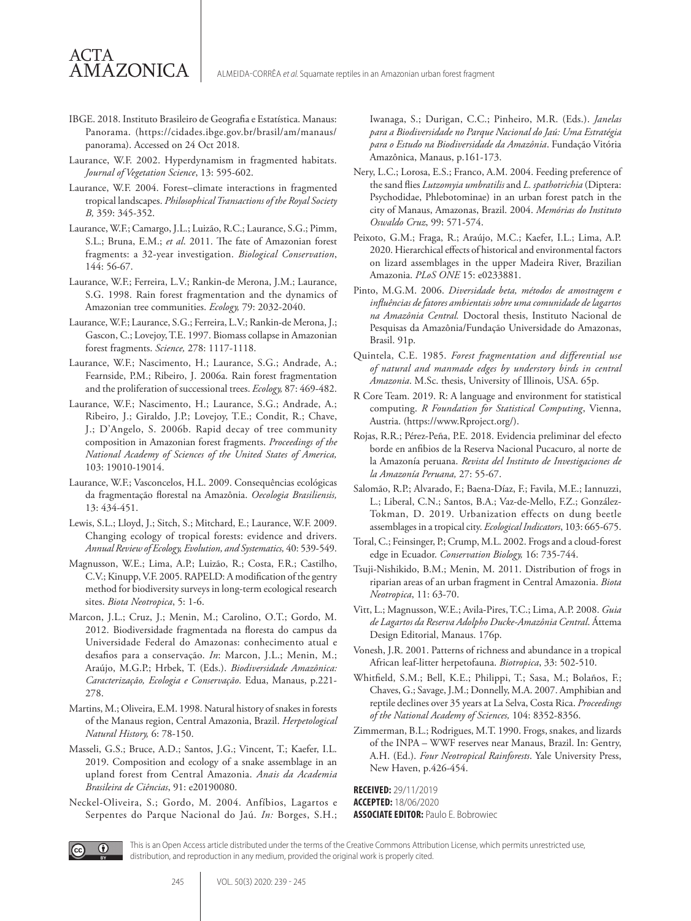IBGE. 2018. Instituto Brasileiro de Geografia e Estatística. Manaus: Panorama. (https://cidades.ibge.gov.br/brasil/am/manaus/panorama). Accessed on 24 Oct 2018.

Laurance, W.F. 2002. Hyperdynamism in fragmented habitats. *Journal of Vegetation Science*, 13: 595-602.

Laurance, W.F. 2004. Forest–climate interactions in fragmented tropical landscapes. *Philosophical Transactions of the Royal Society B,* 359: 345-352.

Laurance, W.F.; Camargo, J.L.; Luizão, R.C.; Laurance, S.G.; Pimm, S.L.; Bruna, E.M.; *et al*. 2011. The fate of Amazonian forest fragments: a 32-year investigation. *Biological Conservation*, 144: 56-67.

Laurance, W.F.; Ferreira, L.V.; Rankin-de Merona, J.M.; Laurance, S.G. 1998. Rain forest fragmentation and the dynamics of Amazonian tree communities. *Ecology,* 79: 2032-2040.

Laurance, W.F.; Laurance, S.G.; Ferreira, L.V.; Rankin-de Merona, J.; Gascon, C.; Lovejoy, T.E. 1997. Biomass collapse in Amazonian forest fragments. *Science,* 278: 1117-1118.

Laurance, W.F.; Nascimento, H.; Laurance, S.G.; Andrade, A.; Fearnside, P.M.; Ribeiro, J. 2006a. Rain forest fragmentation and the proliferation of successional trees. *Ecology,* 87: 469-482.

Laurance, W.F.; Nascimento, H.; Laurance, S.G.; Andrade, A.; Ribeiro, J.; Giraldo, J.P.; Lovejoy, T.E.; Condit, R.; Chave, J.; D'Angelo, S. 2006b. Rapid decay of tree community composition in Amazonian forest fragments. *Proceedings of the National Academy of Sciences of the United States of America,* 103: 19010-19014.

Laurance, W.F.; Vasconcelos, H.L. 2009. Consequências ecológicas da fragmentação florestal na Amazônia. *Oecologia Brasiliensis,* 13: 434-451.

Lewis, S.L.; Lloyd, J.; Sitch, S.; Mitchard, E.; Laurance, W.F. 2009. Changing ecology of tropical forests: evidence and drivers. *Annual Review of Ecology, Evolution, and Systematics,* 40: 539-549.

Magnusson, W.E.; Lima, A.P.; Luizão, R.; Costa, F.R.; Castilho, C.V.; Kinupp, V.F. 2005. RAPELD: A modification of the gentry method for biodiversity surveys in long-term ecological research sites. *Biota Neotropica*, 5: 1-6.

Marcon, J.L.; Cruz, J.; Menin, M.; Carolino, O.T.; Gordo, M. 2012. Biodiversidade fragmentada na floresta do campus da Universidade Federal do Amazonas: conhecimento atual e desafios para a conservação. *In*: Marcon, J.L.; Menin, M.; Araújo, M.G.P.; Hrbek, T. (Eds.). *Biodiversidade Amazônica: Caracterização, Ecologia e Conservação*. Edua, Manaus, p.221-278.

Martins, M.; Oliveira, E.M. 1998. Natural history of snakes in forests of the Manaus region, Central Amazonia, Brazil. *Herpetological Natural History,* 6: 78-150.

Masseli, G.S.; Bruce, A.D.; Santos, J.G.; Vincent, T.; Kaefer, I.L. 2019. Composition and ecology of a snake assemblage in an upland forest from Central Amazonia. *Anais da Academia Brasileira de Ciências*, 91: e20190080.

Neckel-Oliveira, S.; Gordo, M. 2004. Anfíbios, Lagartos e Serpentes do Parque Nacional do Jaú. *In:* Borges, S.H.; Iwanaga, S.; Durigan, C.C.; Pinheiro, M.R. (Eds.). *Janelas para a Biodiversidade no Parque Nacional do Jaú: Uma Estratégia para o Estudo na Biodiversidade da Amazônia*. Fundação Vitória Amazônica, Manaus, p.161-173.

Nery, L.C.; Lorosa, E.S.; Franco, A.M. 2004. Feeding preference of the sand flies *Lutzomyia umbratilis* and *L. spathotrichia* (Diptera: Psychodidae, Phlebotominae) in an urban forest patch in the city of Manaus, Amazonas, Brazil. 2004. *Memórias do Instituto Oswaldo Cruz*, 99: 571-574.

Peixoto, G.M.; Fraga, R.; Araújo, M.C.; Kaefer, I.L.; Lima, A.P. 2020. Hierarchical effects of historical and environmental factors on lizard assemblages in the upper Madeira River, Brazilian Amazonia. *PLoS ONE* 15: e0233881.

Pinto, M.G.M. 2006. *Diversidade beta, métodos de amostragem e influências de fatores ambientais sobre uma comunidade de lagartos na Amazônia Central.* Doctoral thesis, Instituto Nacional de Pesquisas da Amazônia/Fundação Universidade do Amazonas, Brasil. 91p.

Quintela, C.E. 1985. *Forest fragmentation and differential use of natural and manmade edges by understory birds in central Amazonia*. M.Sc. thesis, University of Illinois, USA. 65p.

R Core Team. 2019. R: A language and environment for statistical computing. *R Foundation for Statistical Computing*, Vienna, Austria. (https://www.Rproject.org/).

Rojas, R.R.; Pérez-Peña, P.E. 2018. Evidencia preliminar del efecto borde en anfibios de la Reserva Nacional Pucacuro, al norte de la Amazonía peruana. *Revista del Instituto de Investigaciones de la Amazonía Peruana,* 27: 55-67.

Salomão, R.P.; Alvarado, F.; Baena-Díaz, F.; Favila, M.E.; Iannuzzi, L.; Liberal, C.N.; Santos, B.A.; Vaz-de-Mello, F.Z.; González-Tokman, D. 2019. Urbanization effects on dung beetle assemblages in a tropical city. *Ecological Indicators*, 103: 665-675.

Toral, C.; Feinsinger, P.; Crump, M.L. 2002. Frogs and a cloud-forest edge in Ecuador. *Conservation Biology,* 16: 735-744.

Tsuji-Nishikido, B.M.; Menin, M. 2011. Distribution of frogs in riparian areas of an urban fragment in Central Amazonia. *Biota Neotropica*, 11: 63-70.

Vitt, L.; Magnusson, W.E.; Avila-Pires, T.C.; Lima, A.P. 2008. *Guia de Lagartos da Reserva Adolpho Ducke-Amazônia Central*. Áttema Design Editorial, Manaus. 176p.

Vonesh, J.R. 2001. Patterns of richness and abundance in a tropical African leaf-litter herpetofauna. *Biotropica*, 33: 502-510.

Whitfield, S.M.; Bell, K.E.; Philippi, T.; Sasa, M.; Bolaños, F.; Chaves, G.; Savage, J.M.; Donnelly, M.A. 2007. Amphibian and reptile declines over 35 years at La Selva, Costa Rica. *Proceedings of the National Academy of Sciences,* 104: 8352-8356.

Zimmerman, B.L.; Rodrigues, M.T. 1990. Frogs, snakes, and lizards of the INPA – WWF reserves near Manaus, Brazil. In: Gentry, A.H. (Ed.). *Four Neotropical Rainforests*. Yale University Press, New Haven, p.426-454.

**RECEIVED:** 29/11/2019
**ACCEPTED:** 18/06/2020
**ASSOCIATE EDITOR:** Paulo E. Bobrowiec

This is an Open Access article distributed under the terms of the Creative Commons Attribution License, which permits unrestricted use, distribution, and reproduction in any medium, provided the original work is properly cited.